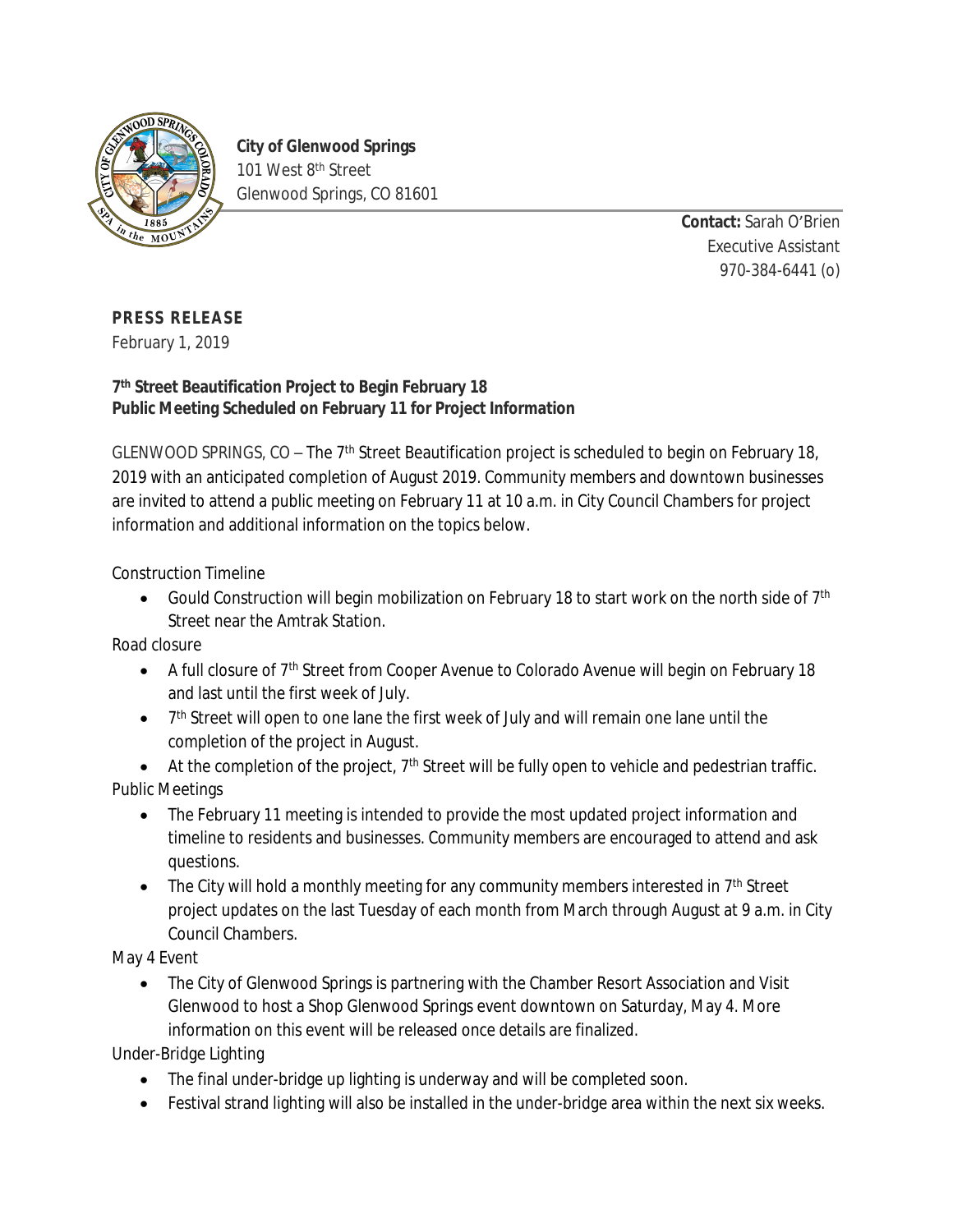**City of Glenwood Springs**
101 West 8th Street
Glenwood Springs, CO 81601

**Contact:** Sarah O'Brien
Executive Assistant
970-384-6441 (o)

**PRESS RELEASE**
February 1, 2019

**7th Street Beautification Project to Begin February 18**
**Public Meeting Scheduled on February 11 for Project Information**

GLENWOOD SPRINGS, CO – The 7th Street Beautification project is scheduled to begin on February 18, 2019 with an anticipated completion of August 2019. Community members and downtown businesses are invited to attend a public meeting on February 11 at 10 a.m. in City Council Chambers for project information and additional information on the topics below.

Construction Timeline

- Gould Construction will begin mobilization on February 18 to start work on the north side of 7th Street near the Amtrak Station.

Road closure

- A full closure of 7th Street from Cooper Avenue to Colorado Avenue will begin on February 18 and last until the first week of July.
- 7th Street will open to one lane the first week of July and will remain one lane until the completion of the project in August.
- At the completion of the project, 7th Street will be fully open to vehicle and pedestrian traffic.

Public Meetings

- The February 11 meeting is intended to provide the most updated project information and timeline to residents and businesses. Community members are encouraged to attend and ask questions.
- The City will hold a monthly meeting for any community members interested in 7th Street project updates on the last Tuesday of each month from March through August at 9 a.m. in City Council Chambers.

May 4 Event

- The City of Glenwood Springs is partnering with the Chamber Resort Association and Visit Glenwood to host a Shop Glenwood Springs event downtown on Saturday, May 4. More information on this event will be released once details are finalized.

Under-Bridge Lighting

- The final under-bridge up lighting is underway and will be completed soon.
- Festival strand lighting will also be installed in the under-bridge area within the next six weeks.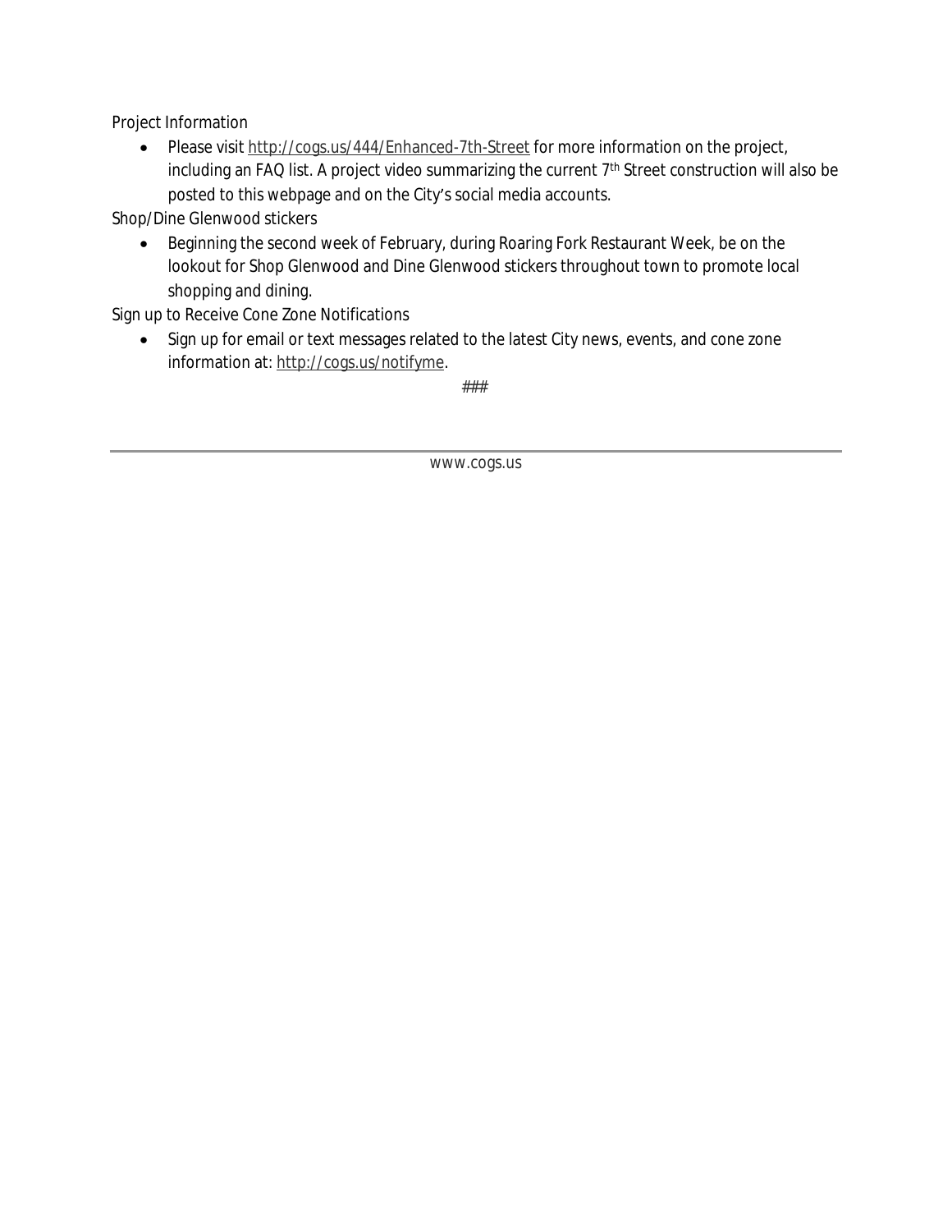Project Information

- Please visit http://cogs.us/444/Enhanced-7th-Street for more information on the project, including an FAQ list. A project video summarizing the current 7th Street construction will also be posted to this webpage and on the City's social media accounts.

Shop/Dine Glenwood stickers

- Beginning the second week of February, during Roaring Fork Restaurant Week, be on the lookout for Shop Glenwood and Dine Glenwood stickers throughout town to promote local shopping and dining.

Sign up to Receive Cone Zone Notifications

- Sign up for email or text messages related to the latest City news, events, and cone zone information at: http://cogs.us/notifyme.

###